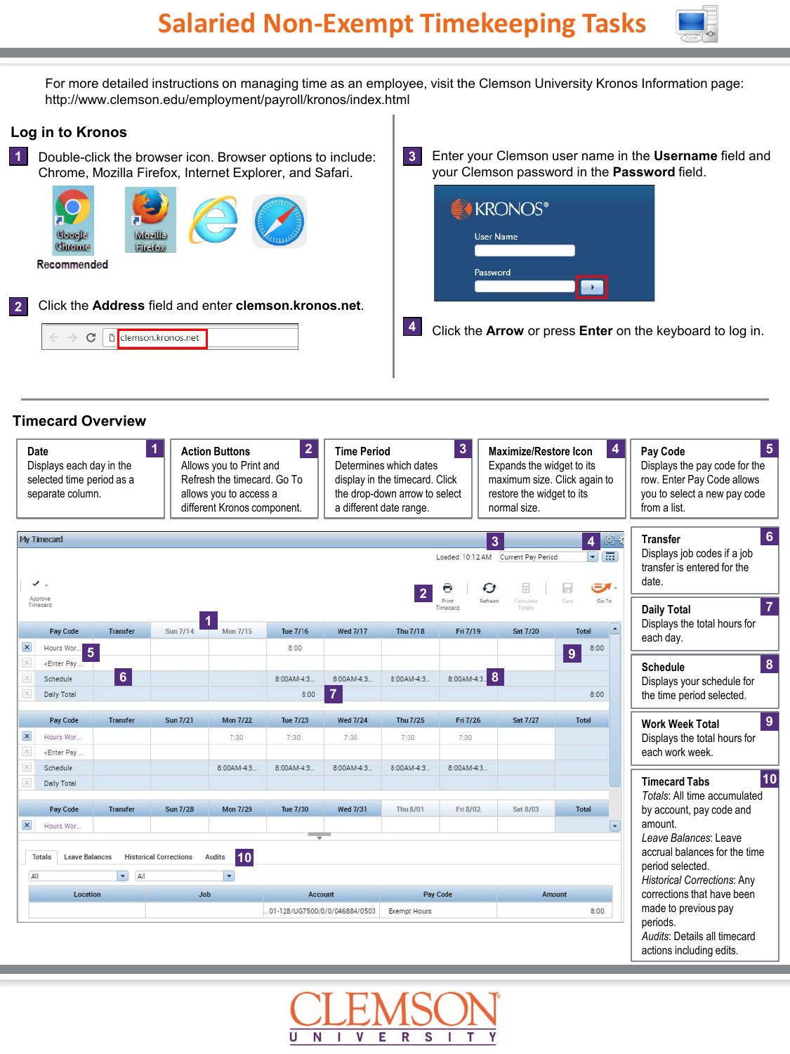# Salaried Non-Exempt Timekeeping Tasks

For more detailed instructions on managing time as an employee, visit the Clemson University Kronos Information page: http://www.clemson.edu/employment/payroll/kronos/index.html

## Log in to Kronos

**1** Double-click the browser icon. Browser options to include: Chrome, Mozilla Firefox, Internet Explorer, and Safari.

Google Chrome (Recommended) | Mozilla Firefox

**2** Click the **Address** field and enter **clemson.kronos.net**.

**3** Enter your Clemson user name in the **Username** field and your Clemson password in the **Password** field.

**4** Click the **Arrow** or press **Enter** on the keyboard to log in.

## Timecard Overview

**1 Date**
Displays each day in the selected time period as a separate column.

**2 Action Buttons**
Allows you to Print and Refresh the timecard. Go To allows you to access a different Kronos component.

**3 Time Period**
Determines which dates display in the timecard. Click the drop-down arrow to select a different date range.

**4 Maximize/Restore Icon**
Expands the widget to its maximum size. Click again to restore the widget to its normal size.

**5 Pay Code**
Displays the pay code for the row. Enter Pay Code allows you to select a new pay code from a list.

**6 Transfer**
Displays job codes if a job transfer is entered for the date.

**7 Daily Total**
Displays the total hours for each day.

**8 Schedule**
Displays your schedule for the time period selected.

**9 Work Week Total**
Displays the total hours for each work week.

**10 Timecard Tabs**
*Totals*: All time accumulated by account, pay code and amount.
*Leave Balances*: Leave accrual balances for the time period selected.
*Historical Corrections*: Any corrections that have been made to previous pay periods.
*Audits*: Details all timecard actions including edits.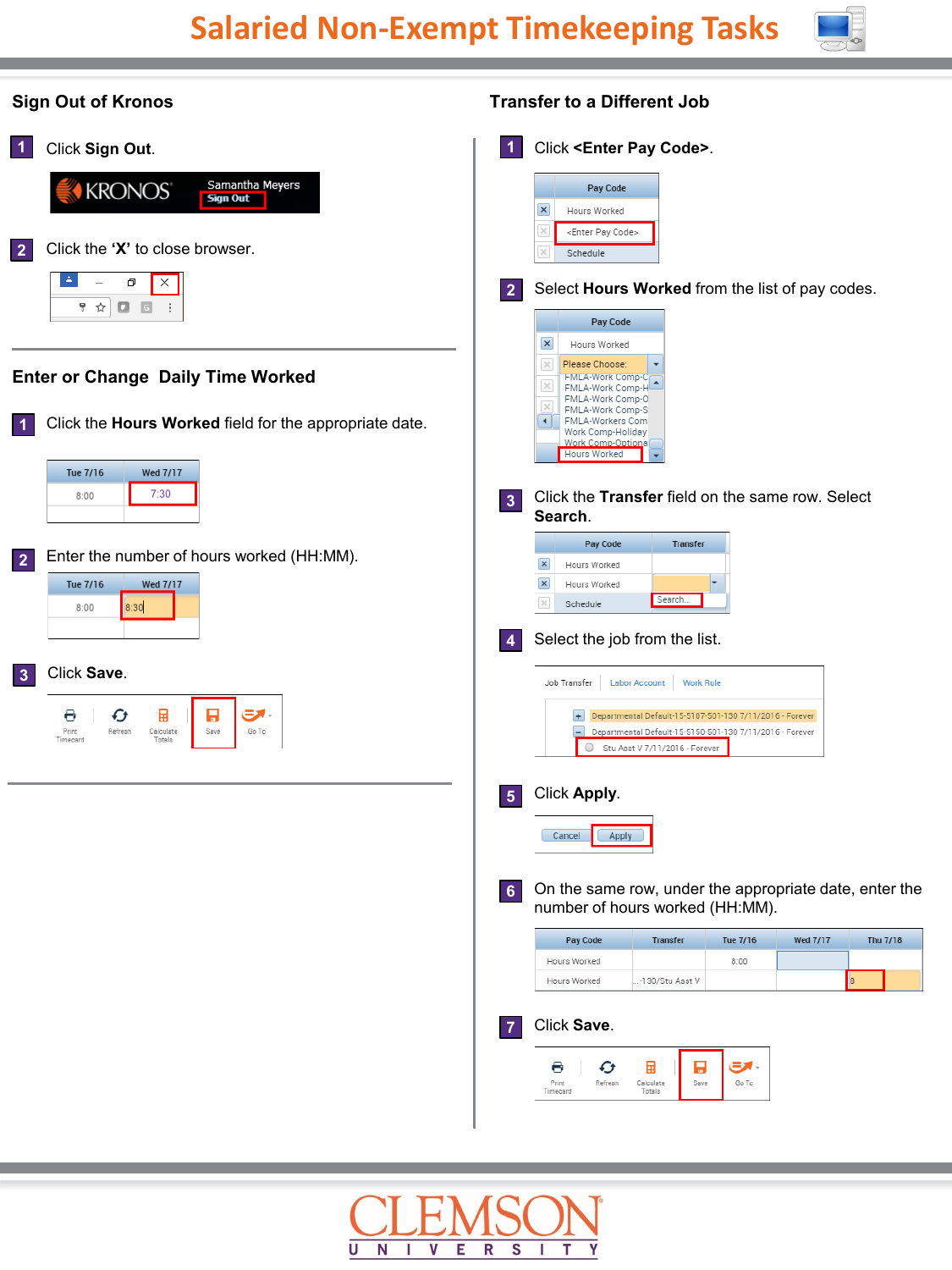# Salaried Non-Exempt Timekeeping Tasks

## Sign Out of Kronos

1. Click **Sign Out**.

2. Click the **'X'** to close browser.

## Enter or Change Daily Time Worked

1. Click the **Hours Worked** field for the appropriate date.

2. Enter the number of hours worked (HH:MM).

3. Click **Save**.

## Transfer to a Different Job

1. Click **<Enter Pay Code>**.

2. Select **Hours Worked** from the list of pay codes.

3. Click the **Transfer** field on the same row. Select **Search**.

4. Select the job from the list.

5. Click **Apply**.

6. On the same row, under the appropriate date, enter the number of hours worked (HH:MM).

7. Click **Save**.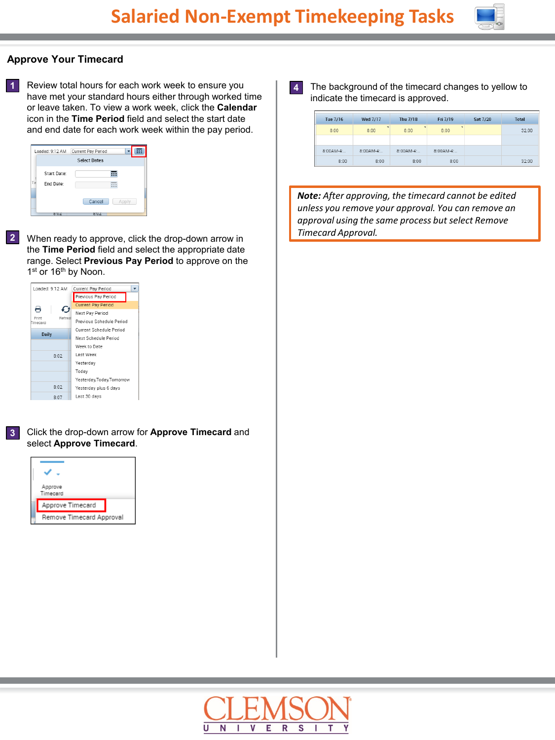# Salaried Non-Exempt Timekeeping Tasks

## Approve Your Timecard

**1** Review total hours for each work week to ensure you have met your standard hours either through worked time or leave taken. To view a work week, click the **Calendar** icon in the **Time Period** field and select the start date and end date for each work week within the pay period.

**2** When ready to approve, click the drop-down arrow in the **Time Period** field and select the appropriate date range. Select **Previous Pay Period** to approve on the 1st or 16th by Noon.

**3** Click the drop-down arrow for **Approve Timecard** and select **Approve Timecard**.

**4** The background of the timecard changes to yellow to indicate the timecard is approved.

***Note:** After approving, the timecard cannot be edited unless you remove your approval. You can remove an approval using the same process but select Remove Timecard Approval.*